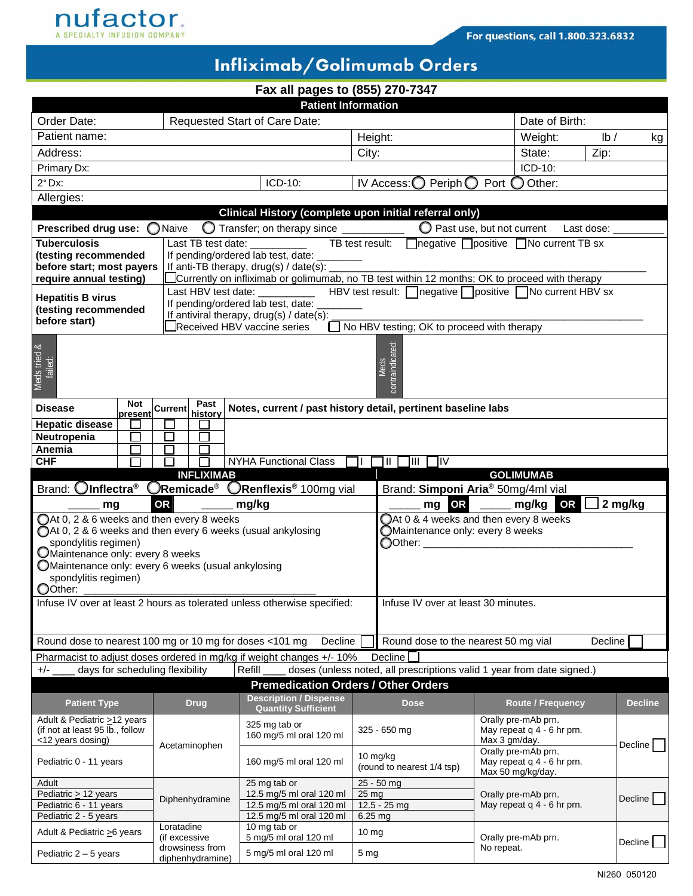nufactor
A SPECIALTY INFUSION COMPANY

For questions, call 1.800.323.6832

# Infliximab/Golimumab Orders

**Fax all pages to (855) 270-7347**

## Patient Information

| Order Date: | Requested Start of Care Date: | | Date of Birth: | |
|---|---|---|---|---|
| Patient name: | | Height: | Weight: lb / kg | |
| Address: | | City: | State: | Zip: |
| Primary Dx: | | | ICD-10: | |
| 2° Dx: | ICD-10: | IV Access: ◯ Periph ◯ Port ◯ Other: | | |
| Allergies: | | | | |

## Clinical History (complete upon initial referral only)

**Prescribed drug use:** ◯ Naive ◯ Transfer; on therapy since __________ ◯ Past use, but not current Last dose: ________

| | |
|---|---|
| **Tuberculosis (testing recommended before start; most payers require annual testing)** | Last TB test date: _________ TB test result: ☐ negative ☐ positive ☐ No current TB sx<br>If pending/ordered lab test, date: _______<br>If anti-TB therapy, drug(s) / date(s): ______<br>☐ Currently on infliximab or golimumab, no TB test within 12 months; OK to proceed with therapy |
| **Hepatitis B virus (testing recommended before start)** | Last HBV test date: _________ HBV test result: ☐ negative ☐ positive ☐ No current HBV sx<br>If pending/ordered lab test, date: _______<br>If antiviral therapy, drug(s) / date(s): ______<br>☐ Received HBV vaccine series ☐ No HBV testing; OK to proceed with therapy |
| Meds tried & failed: | Meds contraindicated: |

| Disease | Not present | Current | Past history | Notes, current / past history detail, pertinent baseline labs |
|---|---|---|---|---|
| **Hepatic disease** | ☐ | ☐ | ☐ | |
| **Neutropenia** | ☐ | ☐ | ☐ | |
| **Anemia** | ☐ | ☐ | ☐ | |
| **CHF** | ☐ | ☐ | ☐ | NYHA Functional Class ☐ I ☐ II ☐ III ☐ IV |

| INFLIXIMAB | GOLIMUMAB |
|---|---|
| Brand: ◯ **Inflectra®** ◯ **Remicade®** ◯ **Renflexis®** 100mg vial | Brand: **Simponi Aria®** 50mg/4ml vial |
| _____ **mg** **OR** _____ **mg/kg** | _____ **mg** **OR** _____ **mg/kg** **OR** ☐ **2 mg/kg** |
| ◯ At 0, 2 & 6 weeks and then every 8 weeks<br>◯ At 0, 2 & 6 weeks and then every 6 weeks (usual ankylosing spondylitis regimen)<br>◯ Maintenance only: every 8 weeks<br>◯ Maintenance only: every 6 weeks (usual ankylosing spondylitis regimen)<br>◯ Other: ____________ | ◯ At 0 & 4 weeks and then every 8 weeks<br>◯ Maintenance only: every 8 weeks<br>◯ Other: ____________ |
| Infuse IV over at least 2 hours as tolerated unless otherwise specified: | Infuse IV over at least 30 minutes. |
| Round dose to nearest 100 mg or 10 mg for doses <101 mg Decline ☐ | Round dose to the nearest 50 mg vial Decline ☐ |

Pharmacist to adjust doses ordered in mg/kg if weight changes +/- 10% Decline ☐

+/- ____ days for scheduling flexibility | Refill ____ doses (unless noted, all prescriptions valid 1 year from date signed.)

## Premedication Orders / Other Orders

| Patient Type | Drug | Description / Dispense Quantity Sufficient | Dose | Route / Frequency | Decline |
|---|---|---|---|---|---|
| Adult & Pediatric ≥12 years (if not at least 95 lb., follow <12 years dosing) | Acetaminophen | 325 mg tab or 160 mg/5 ml oral 120 ml | 325 - 650 mg | Orally pre-mAb prn. May repeat q 4 - 6 hr prn. Max 3 gm/day. | Decline ☐ |
| Pediatric 0 - 11 years | | 160 mg/5 ml oral 120 ml | 10 mg/kg (round to nearest 1/4 tsp) | Orally pre-mAb prn. May repeat q 4 - 6 hr prn. Max 50 mg/kg/day. | |
| Adult | Diphenhydramine | 25 mg tab or | 25 - 50 mg | Orally pre-mAb prn. May repeat q 4 - 6 hr prn. | Decline ☐ |
| Pediatric ≥ 12 years | | 12.5 mg/5 ml oral 120 ml | 25 mg | | |
| Pediatric 6 - 11 years | | 12.5 mg/5 ml oral 120 ml | 12.5 - 25 mg | | |
| Pediatric 2 - 5 years | | 12.5 mg/5 ml oral 120 ml | 6.25 mg | | |
| Adult & Pediatric ≥6 years | Loratadine (if excessive drowsiness from diphenhydramine) | 10 mg tab or 5 mg/5 ml oral 120 ml | 10 mg | Orally pre-mAb prn. No repeat. | Decline ☐ |
| Pediatric 2 – 5 years | | 5 mg/5 ml oral 120 ml | 5 mg | | |

NI260 050120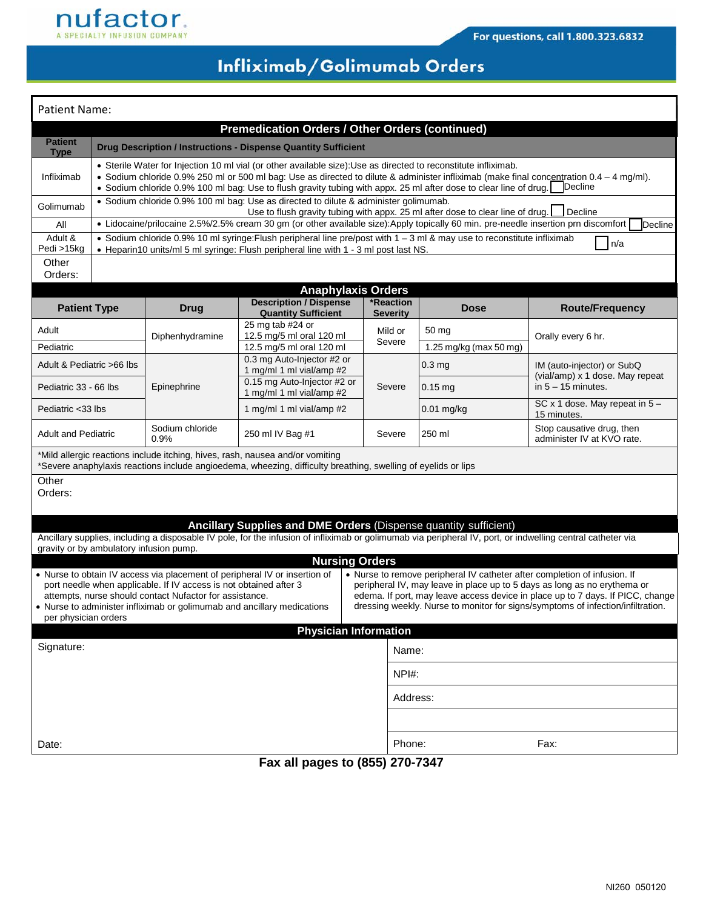nufactor.
A SPECIALTY INFUSION COMPANY

For questions, call 1.800.323.6832

# Infliximab/Golimumab Orders

Patient Name:

## Premedication Orders / Other Orders (continued)

| Patient Type | Drug Description / Instructions - Dispense Quantity Sufficient |
|---|---|
| Infliximab | • Sterile Water for Injection 10 ml vial (or other available size):Use as directed to reconstitute infliximab.<br>• Sodium chloride 0.9% 250 ml or 500 ml bag: Use as directed to dilute & administer infliximab (make final concentration 0.4 – 4 mg/ml).<br>• Sodium chloride 0.9% 100 ml bag: Use to flush gravity tubing with appx. 25 ml after dose to clear line of drug. ☐ Decline |
| Golimumab | • Sodium chloride 0.9% 100 ml bag: Use as directed to dilute & administer golimumab. Use to flush gravity tubing with appx. 25 ml after dose to clear line of drug. ☐ Decline |
| All | • Lidocaine/prilocaine 2.5%/2.5% cream 30 gm (or other available size):Apply topically 60 min. pre-needle insertion prn discomfort ☐ Decline |
| Adult & Pedi >15kg | • Sodium chloride 0.9% 10 ml syringe:Flush peripheral line pre/post with 1 – 3 ml & may use to reconstitute infliximab<br>• Heparin10 units/ml 5 ml syringe: Flush peripheral line with 1 - 3 ml post last NS. ☐ n/a |
| Other Orders: | |

## Anaphylaxis Orders

| Patient Type | Drug | Description / Dispense Quantity Sufficient | *Reaction Severity | Dose | Route/Frequency |
|---|---|---|---|---|---|
| Adult | Diphenhydramine | 25 mg tab #24 or 12.5 mg/5 ml oral 120 ml | Mild or Severe | 50 mg | Orally every 6 hr. |
| Pediatric | Diphenhydramine | 12.5 mg/5 ml oral 120 ml | Mild or Severe | 1.25 mg/kg (max 50 mg) | Orally every 6 hr. |
| Adult & Pediatric >66 lbs | Epinephrine | 0.3 mg Auto-Injector #2 or 1 mg/ml 1 ml vial/amp #2 | Severe | 0.3 mg | IM (auto-injector) or SubQ (vial/amp) x 1 dose. May repeat in 5 – 15 minutes. |
| Pediatric 33 - 66 lbs | Epinephrine | 0.15 mg Auto-Injector #2 or 1 mg/ml 1 ml vial/amp #2 | Severe | 0.15 mg | IM (auto-injector) or SubQ (vial/amp) x 1 dose. May repeat in 5 – 15 minutes. |
| Pediatric <33 lbs | Epinephrine | 1 mg/ml 1 ml vial/amp #2 | Severe | 0.01 mg/kg | SC x 1 dose. May repeat in 5 – 15 minutes. |
| Adult and Pediatric | Sodium chloride 0.9% | 250 ml IV Bag #1 | Severe | 250 ml | Stop causative drug, then administer IV at KVO rate. |

*Mild allergic reactions include itching, hives, rash, nausea and/or vomiting
*Severe anaphylaxis reactions include angioedema, wheezing, difficulty breathing, swelling of eyelids or lips

Other Orders:

## Ancillary Supplies and DME Orders (Dispense quantity sufficient)

Ancillary supplies, including a disposable IV pole, for the infusion of infliximab or golimumab via peripheral IV, port, or indwelling central catheter via gravity or by ambulatory infusion pump.

## Nursing Orders

- Nurse to obtain IV access via placement of peripheral IV or insertion of port needle when applicable. If IV access is not obtained after 3 attempts, nurse should contact Nufactor for assistance.
- Nurse to administer infliximab or golimumab and ancillary medications per physician orders
- Nurse to remove peripheral IV catheter after completion of infusion. If peripheral IV, may leave in place up to 5 days as long as no erythema or edema. If port, may leave access device in place up to 7 days. If PICC, change dressing weekly. Nurse to monitor for signs/symptoms of infection/infiltration.

## Physician Information

Signature:

Date:

Name:

NPI#:

Address:

Phone: Fax:

**Fax all pages to (855) 270-7347**

NI260 050120